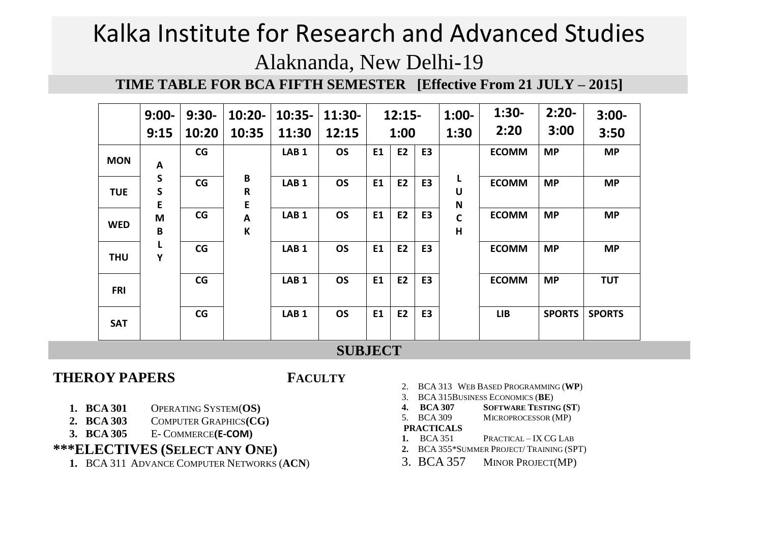# Kalka Institute for Research and Advanced Studies

Alaknanda, New Delhi-19

**TIME TABLE FOR BCA FIFTH SEMESTER [Effective From 21 JULY – 2015]**

| | 9:00-9:15 | 9:30-10:20 | 10:20-10:35 | 10:35-11:30 | 11:30-12:15 | 12:15-1:00 | | | 1:00-1:30 | 1:30-2:20 | 2:20-3:00 | 3:00-3:50 |
|---|---|---|---|---|---|---|---|---|---|---|---|---|
| **MON** | ASSEMBLY | CG | BREAK | LAB 1 | OS | E1 | E2 | E3 | LUNCH | ECOMM | MP | MP |
| **TUE** | | CG | | LAB 1 | OS | E1 | E2 | E3 | | ECOMM | MP | MP |
| **WED** | | CG | | LAB 1 | OS | E1 | E2 | E3 | | ECOMM | MP | MP |
| **THU** | | CG | | LAB 1 | OS | E1 | E2 | E3 | | ECOMM | MP | MP |
| **FRI** | | CG | | LAB 1 | OS | E1 | E2 | E3 | | ECOMM | MP | TUT |
| **SAT** | | CG | | LAB 1 | OS | E1 | E2 | E3 | | LIB | SPORTS | SPORTS |

## SUBJECT

**THEROY PAPERS** **FACULTY**

1. **BCA 301** OPERATING SYSTEM(**OS)**
2. **BCA 303** COMPUTER GRAPHICS**(CG)**
3. **BCA 305** E- COMMERCE**(E-COM)**

**\*\*\*ELECTIVES (SELECT ANY ONE)**

1. BCA 311 ADVANCE COMPUTER NETWORKS (**ACN**)
2. BCA 313 WEB BASED PROGRAMMING (**WP**)
3. BCA 315BUSINESS ECONOMICS (**BE**)
4. **BCA 307 SOFTWARE TESTING (ST**)
5. BCA 309 MICROPROCESSOR (MP)

**PRACTICALS**

1. BCA 351 PRACTICAL – IX CG LAB
2. BCA 355*SUMMER PROJECT/ TRAINING (SPT)
3. BCA 357 MINOR PROJECT(MP)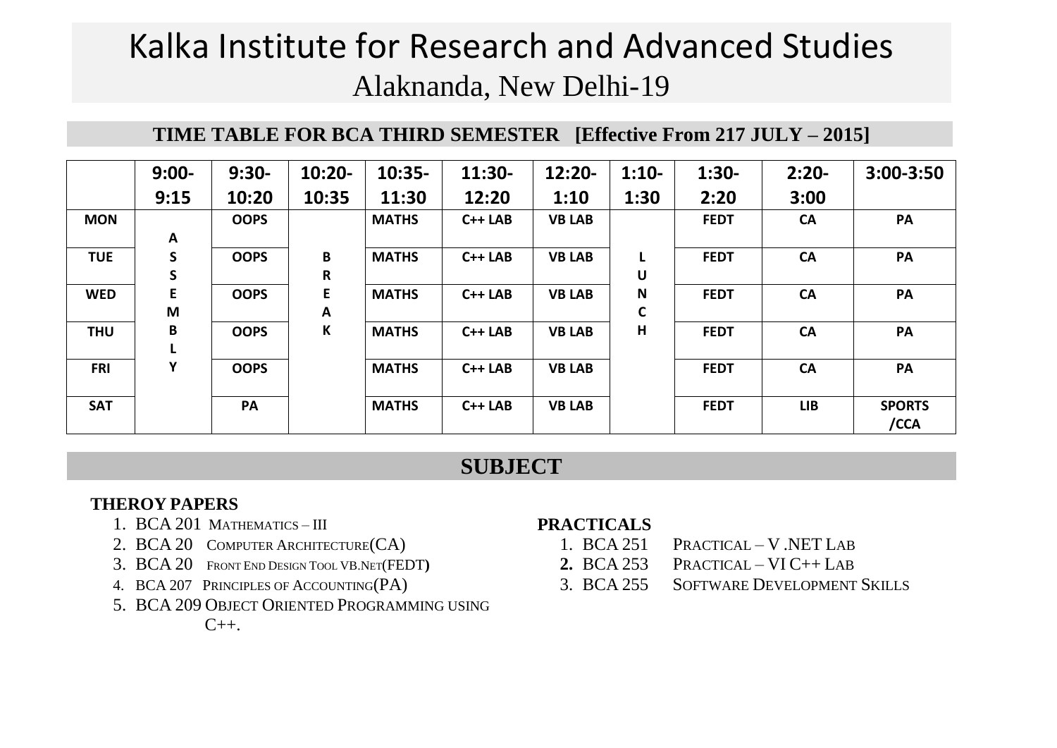# Kalka Institute for Research and Advanced Studies

## Alaknanda, New Delhi-19

### TIME TABLE FOR BCA THIRD SEMESTER [Effective From 217 JULY – 2015]

| | 9:00-9:15 | 9:30-10:20 | 10:20-10:35 | 10:35-11:30 | 11:30-12:20 | 12:20-1:10 | 1:10-1:30 | 1:30-2:20 | 2:20-3:00 | 3:00-3:50 |
|---|---|---|---|---|---|---|---|---|---|---|
| MON | A S S E M B L Y | OOPS | B R E A K | MATHS | C++ LAB | VB LAB | L U N C H | FEDT | CA | PA |
| TUE | | OOPS | | MATHS | C++ LAB | VB LAB | | FEDT | CA | PA |
| WED | | OOPS | | MATHS | C++ LAB | VB LAB | | FEDT | CA | PA |
| THU | | OOPS | | MATHS | C++ LAB | VB LAB | | FEDT | CA | PA |
| FRI | | OOPS | | MATHS | C++ LAB | VB LAB | | FEDT | CA | PA |
| SAT | | PA | | MATHS | C++ LAB | VB LAB | | FEDT | LIB | SPORTS /CCA |

## SUBJECT

**THEROY PAPERS**

1. BCA 201 MATHEMATICS – III
2. BCA 20 COMPUTER ARCHITECTURE(CA)
3. BCA 20 FRONT END DESIGN TOOL VB.NET(FEDT)
4. BCA 207 PRINCIPLES OF ACCOUNTING(PA)
5. BCA 209 OBJECT ORIENTED PROGRAMMING USING C++.

**PRACTICALS**

1. BCA 251 PRACTICAL – V .NET LAB
2. BCA 253 PRACTICAL – VI C++ LAB
3. BCA 255 SOFTWARE DEVELOPMENT SKILLS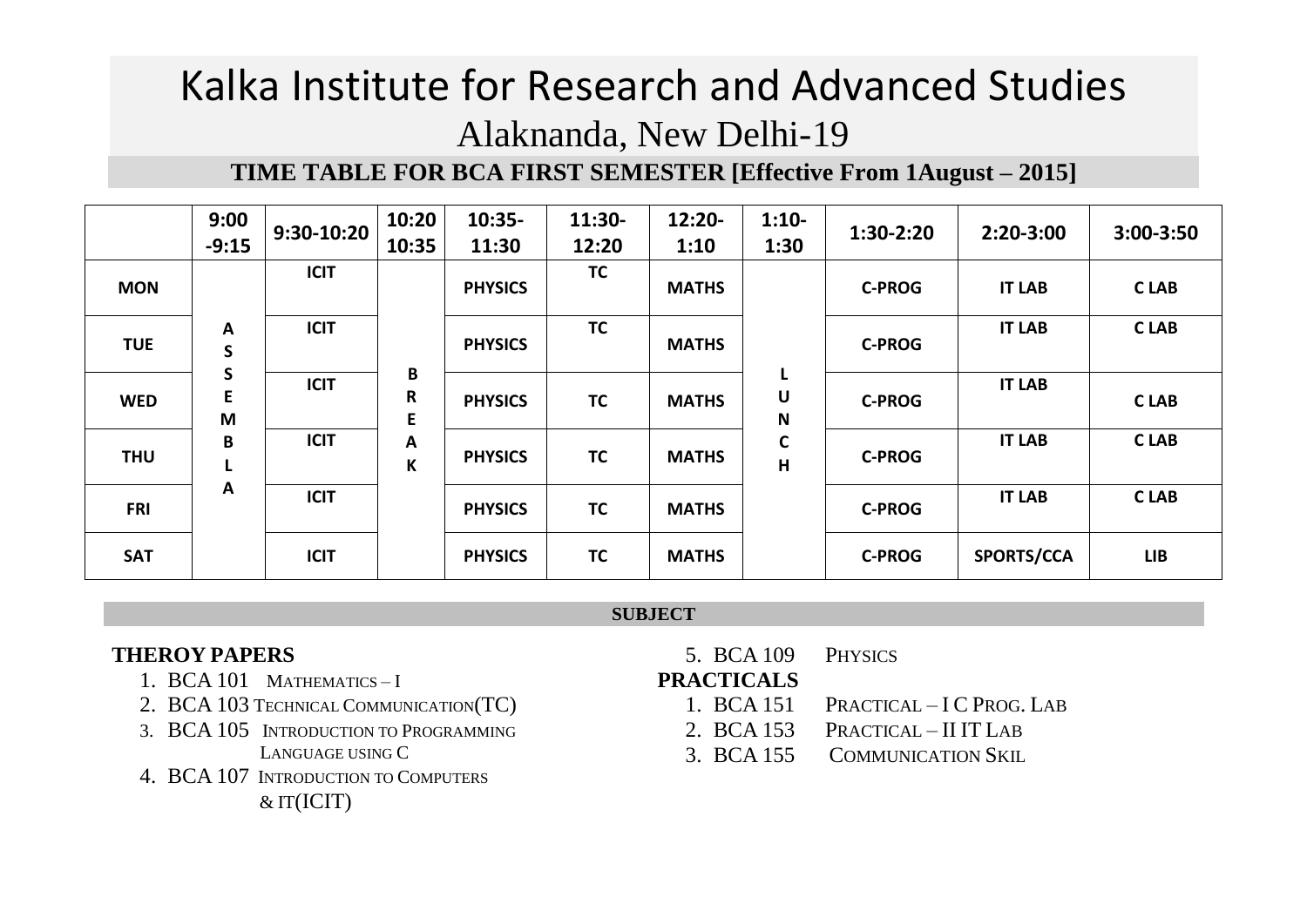# Kalka Institute for Research and Advanced Studies

## Alaknanda, New Delhi-19

### TIME TABLE FOR BCA FIRST SEMESTER [Effective From 1August – 2015]

| | 9:00 -9:15 | 9:30-10:20 | 10:20 10:35 | 10:35-11:30 | 11:30-12:20 | 12:20-1:10 | 1:10-1:30 | 1:30-2:20 | 2:20-3:00 | 3:00-3:50 |
|---|---|---|---|---|---|---|---|---|---|---|
| **MON** | ASSEMBLA | ICIT | BREAK | PHYSICS | TC | MATHS | LUNCH | C-PROG | IT LAB | C LAB |
| **TUE** | | ICIT | | PHYSICS | TC | MATHS | | C-PROG | IT LAB | C LAB |
| **WED** | | ICIT | | PHYSICS | TC | MATHS | | C-PROG | IT LAB | C LAB |
| **THU** | | ICIT | | PHYSICS | TC | MATHS | | C-PROG | IT LAB | C LAB |
| **FRI** | | ICIT | | PHYSICS | TC | MATHS | | C-PROG | IT LAB | C LAB |
| **SAT** | | ICIT | | PHYSICS | TC | MATHS | | C-PROG | SPORTS/CCA | LIB |

**SUBJECT**

**THEROY PAPERS**

1. BCA 101 MATHEMATICS – I
2. BCA 103 TECHNICAL COMMUNICATION(TC)
3. BCA 105 INTRODUCTION TO PROGRAMMING LANGUAGE USING C
4. BCA 107 INTRODUCTION TO COMPUTERS & IT(ICIT)
5. BCA 109 PHYSICS

**PRACTICALS**

1. BCA 151 PRACTICAL – I C PROG. LAB
2. BCA 153 PRACTICAL – II IT LAB
3. BCA 155 COMMUNICATION SKIL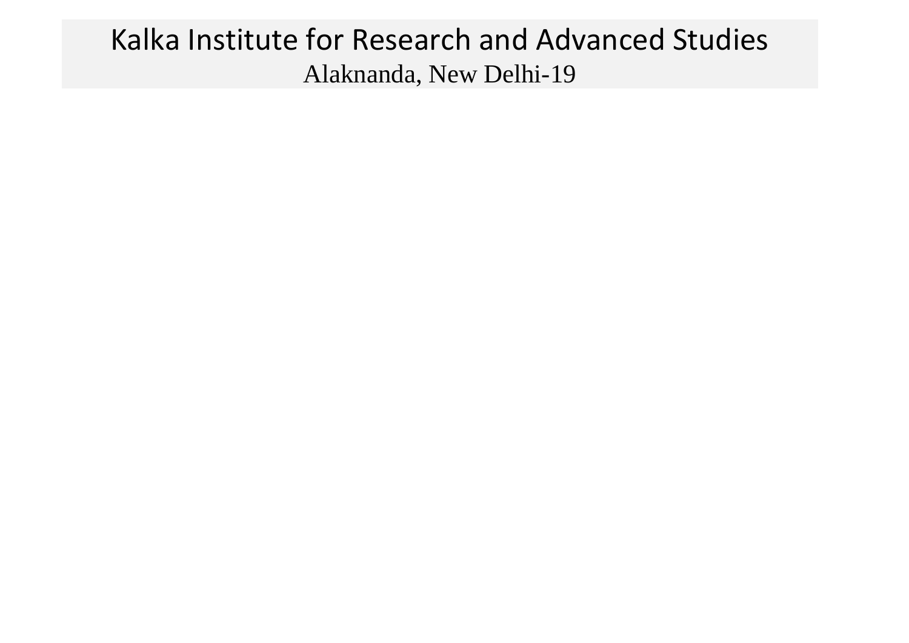Kalka Institute for Research and Advanced Studies

Alaknanda, New Delhi-19